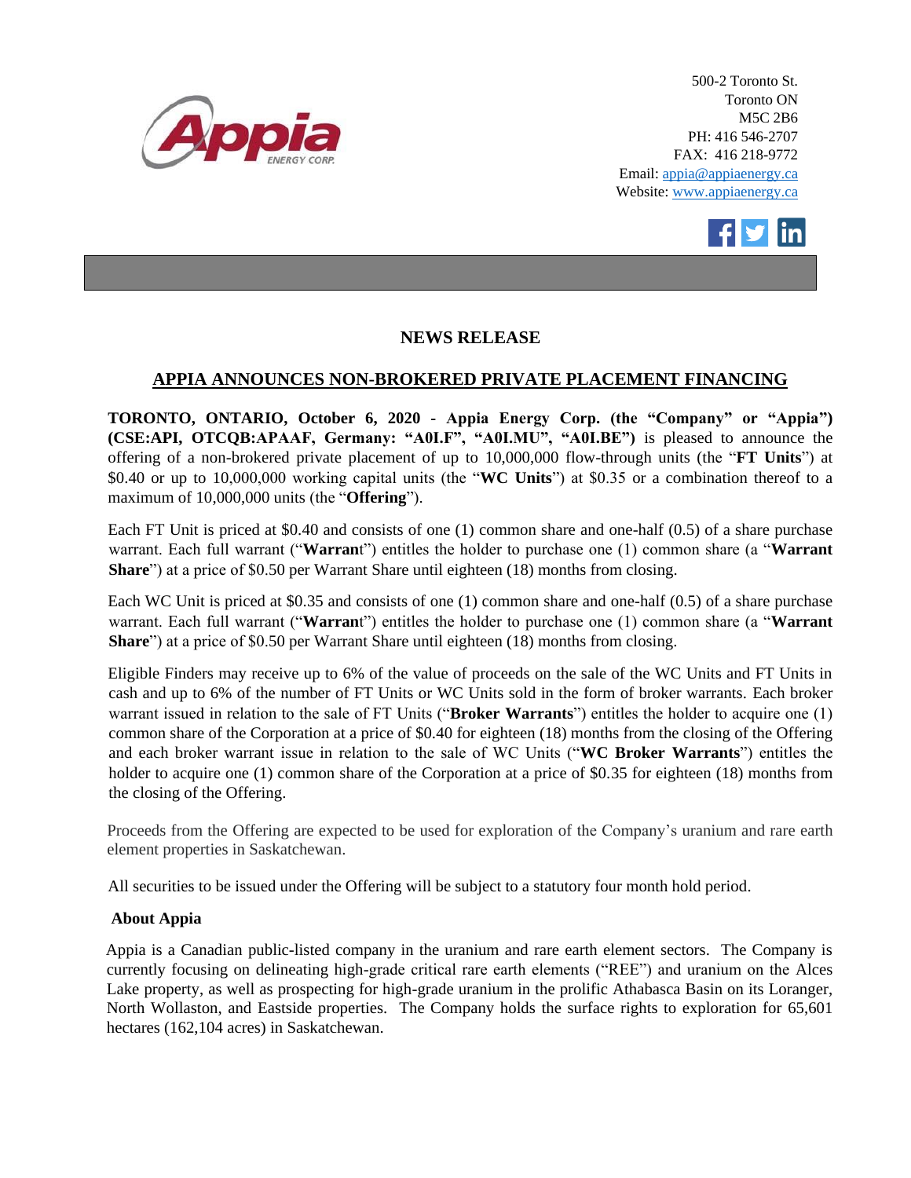500-2 Toronto St.
Toronto ON
M5C 2B6
PH: 416 546-2707
FAX: 416 218-9772
Email: appia@appiaenergy.ca
Website: www.appiaenergy.ca

## NEWS RELEASE

## APPIA ANNOUNCES NON-BROKERED PRIVATE PLACEMENT FINANCING

**TORONTO, ONTARIO, October 6, 2020 - Appia Energy Corp. (the "Company" or "Appia") (CSE:API, OTCQB:APAAF, Germany: "A0I.F", "A0I.MU", "A0I.BE")** is pleased to announce the offering of a non-brokered private placement of up to 10,000,000 flow-through units (the "**FT Units**") at $0.40 or up to 10,000,000 working capital units (the "**WC Units**") at $0.35 or a combination thereof to a maximum of 10,000,000 units (the "**Offering**").

Each FT Unit is priced at $0.40 and consists of one (1) common share and one-half (0.5) of a share purchase warrant. Each full warrant ("**Warrant**") entitles the holder to purchase one (1) common share (a "**Warrant Share**") at a price of $0.50 per Warrant Share until eighteen (18) months from closing.

Each WC Unit is priced at $0.35 and consists of one (1) common share and one-half (0.5) of a share purchase warrant. Each full warrant ("**Warrant**") entitles the holder to purchase one (1) common share (a "**Warrant Share**") at a price of $0.50 per Warrant Share until eighteen (18) months from closing.

Eligible Finders may receive up to 6% of the value of proceeds on the sale of the WC Units and FT Units in cash and up to 6% of the number of FT Units or WC Units sold in the form of broker warrants. Each broker warrant issued in relation to the sale of FT Units ("**Broker Warrants**") entitles the holder to acquire one (1) common share of the Corporation at a price of $0.40 for eighteen (18) months from the closing of the Offering and each broker warrant issue in relation to the sale of WC Units ("**WC Broker Warrants**") entitles the holder to acquire one (1) common share of the Corporation at a price of $0.35 for eighteen (18) months from the closing of the Offering.

Proceeds from the Offering are expected to be used for exploration of the Company's uranium and rare earth element properties in Saskatchewan.

All securities to be issued under the Offering will be subject to a statutory four month hold period.

### About Appia

Appia is a Canadian public-listed company in the uranium and rare earth element sectors. The Company is currently focusing on delineating high-grade critical rare earth elements ("REE") and uranium on the Alces Lake property, as well as prospecting for high-grade uranium in the prolific Athabasca Basin on its Loranger, North Wollaston, and Eastside properties. The Company holds the surface rights to exploration for 65,601 hectares (162,104 acres) in Saskatchewan.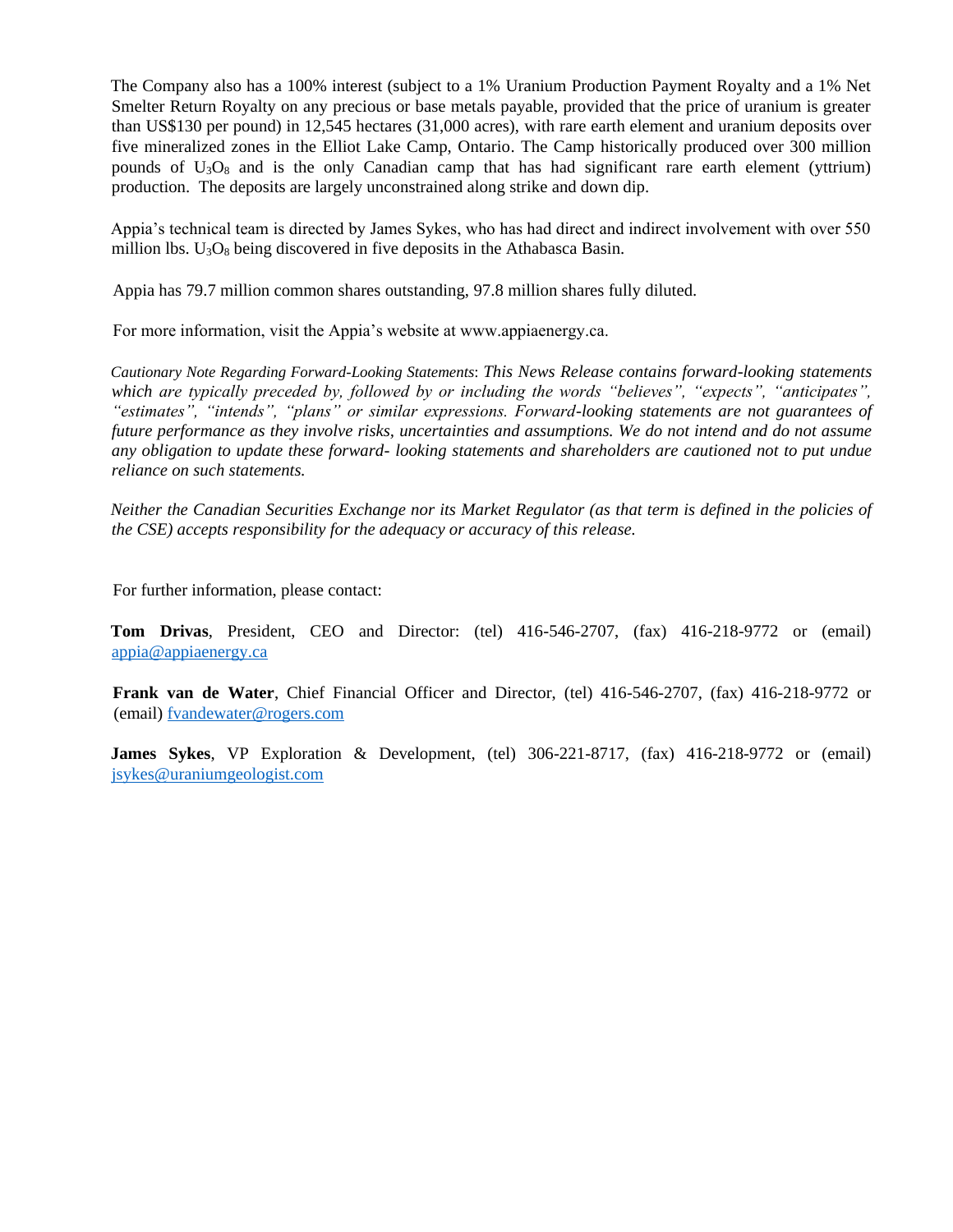The Company also has a 100% interest (subject to a 1% Uranium Production Payment Royalty and a 1% Net Smelter Return Royalty on any precious or base metals payable, provided that the price of uranium is greater than US$130 per pound) in 12,545 hectares (31,000 acres), with rare earth element and uranium deposits over five mineralized zones in the Elliot Lake Camp, Ontario. The Camp historically produced over 300 million pounds of $U_3O_8$ and is the only Canadian camp that has had significant rare earth element (yttrium) production. The deposits are largely unconstrained along strike and down dip.

Appia's technical team is directed by James Sykes, who has had direct and indirect involvement with over 550 million lbs. $U_3O_8$ being discovered in five deposits in the Athabasca Basin.

Appia has 79.7 million common shares outstanding, 97.8 million shares fully diluted.

For more information, visit the Appia's website at www.appiaenergy.ca.

*Cautionary Note Regarding Forward-Looking Statements*: *This News Release contains forward-looking statements which are typically preceded by, followed by or including the words "believes", "expects", "anticipates", "estimates", "intends", "plans" or similar expressions. Forward-looking statements are not guarantees of future performance as they involve risks, uncertainties and assumptions. We do not intend and do not assume any obligation to update these forward- looking statements and shareholders are cautioned not to put undue reliance on such statements.*

*Neither the Canadian Securities Exchange nor its Market Regulator (as that term is defined in the policies of the CSE) accepts responsibility for the adequacy or accuracy of this release.*

For further information, please contact:

**Tom Drivas**, President, CEO and Director: (tel) 416-546-2707, (fax) 416-218-9772 or (email) appia@appiaenergy.ca

**Frank van de Water**, Chief Financial Officer and Director, (tel) 416-546-2707, (fax) 416-218-9772 or (email) fvandewater@rogers.com

**James Sykes**, VP Exploration & Development, (tel) 306-221-8717, (fax) 416-218-9772 or (email) jsykes@uraniumgeologist.com